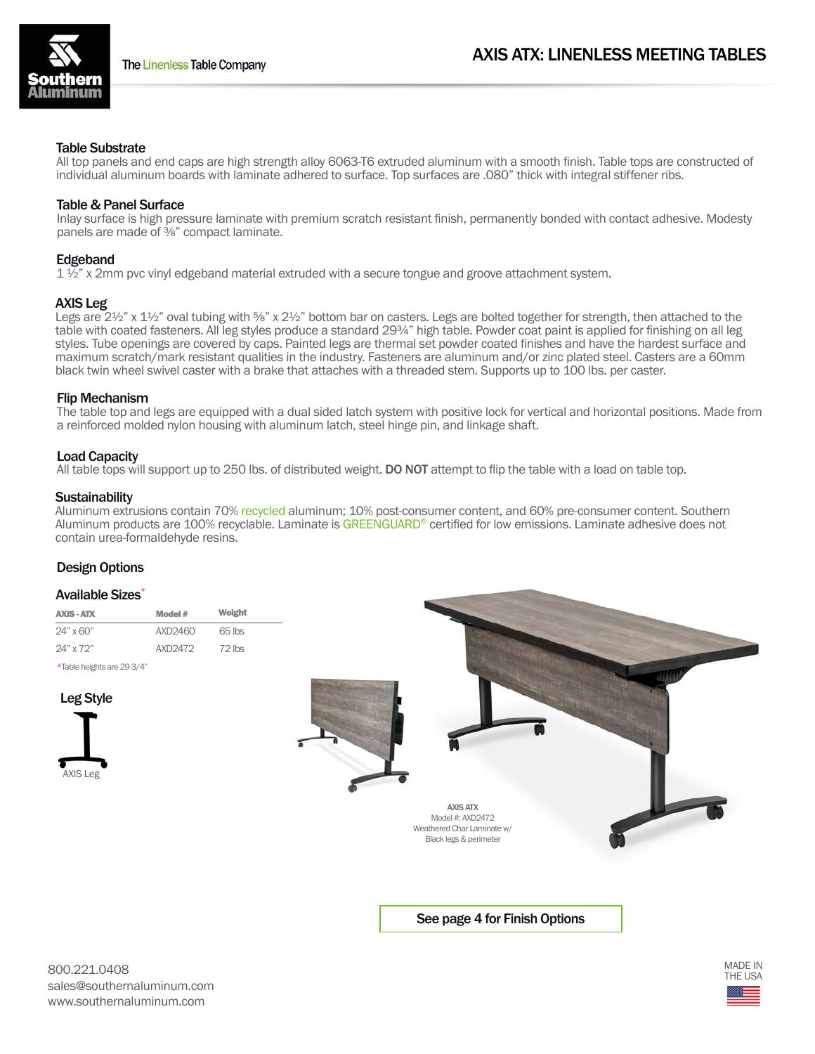The Lineless Table Company

# AXIS ATX: LINENESS MEETING TABLES

### Table Substrate

All top panels and end caps are high strength alloy 6063-T6 extruded aluminum with a smooth finish. Table tops are constructed of individual aluminum boards with laminate adhered to surface. Top surfaces are .080" thick with integral stiffener ribs.

### Table & Panel Surface

Inlay surface is high pressure laminate with premium scratch resistant finish, permanently bonded with contact adhesive. Modesty panels are made of ⅜" compact laminate.

### Edgeband

1 ½" x 2mm pvc vinyl edgeband material extruded with a secure tongue and groove attachment system.

### AXIS Leg

Legs are 2½" x 1½" oval tubing with ⅝" x 2½" bottom bar on casters. Legs are bolted together for strength, then attached to the table with coated fasteners. All leg styles produce a standard 29¾" high table. Powder coat paint is applied for finishing on all leg styles. Tube openings are covered by caps. Painted legs are thermal set powder coated finishes and have the hardest surface and maximum scratch/mark resistant qualities in the industry. Fasteners are aluminum and/or zinc plated steel. Casters are a 60mm black twin wheel swivel caster with a brake that attaches with a threaded stem. Supports up to 100 lbs. per caster.

### Flip Mechanism

The table top and legs are equipped with a dual sided latch system with positive lock for vertical and horizontal positions. Made from a reinforced molded nylon housing with aluminum latch, steel hinge pin, and linkage shaft.

### Load Capacity

All table tops will support up to 250 lbs. of distributed weight. **DO NOT** attempt to flip the table with a load on table top.

### Sustainability

Aluminum extrusions contain 70% recycled aluminum; 10% post-consumer content, and 60% pre-consumer content. Southern Aluminum products are 100% recyclable. Laminate is GREENGUARD® certified for low emissions. Laminate adhesive does not contain urea-formaldehyde resins.

## Design Options

### Available Sizes*

| AXIS - ATX | Model # | Weight |
|---|---|---|
| 24" x 60" | AXD2460 | 65 lbs |
| 24" x 72" | AXD2472 | 72 lbs |

*Table heights are 29 3/4"

### Leg Style

AXIS Leg

AXIS ATX
Model #: AXD2472
Weathered Char Laminate w/
Black legs & perimeter

**See page 4 for Finish Options**

800.221.0408
sales@southernaluminum.com
www.southernaluminum.com

MADE IN THE USA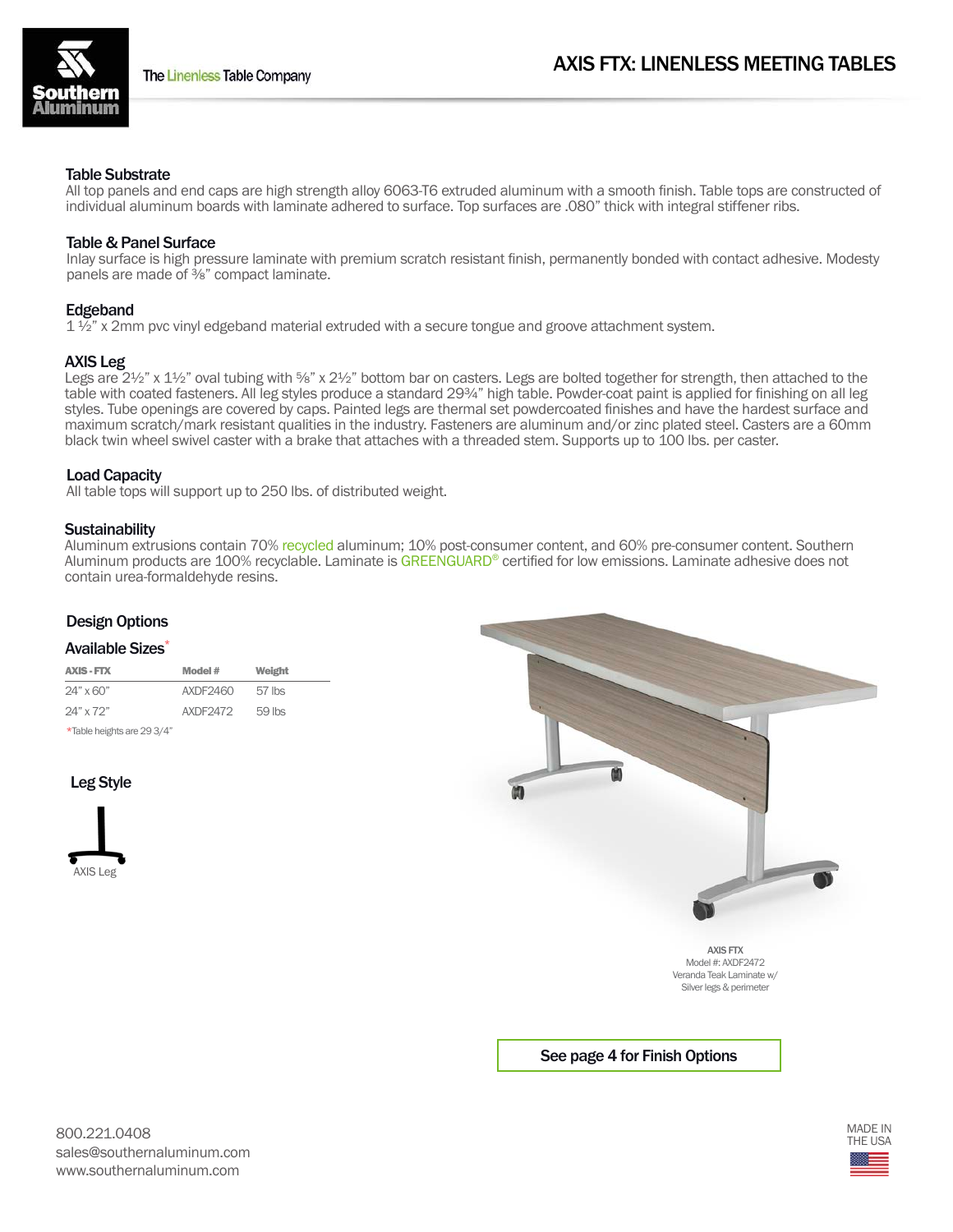# AXIS FTX: LINENLESS MEETING TABLES

The Linenless Table Company

## Table Substrate

All top panels and end caps are high strength alloy 6063-T6 extruded aluminum with a smooth finish. Table tops are constructed of individual aluminum boards with laminate adhered to surface. Top surfaces are .080" thick with integral stiffener ribs.

## Table & Panel Surface

Inlay surface is high pressure laminate with premium scratch resistant finish, permanently bonded with contact adhesive. Modesty panels are made of ⅜" compact laminate.

## Edgeband

1 ½" x 2mm pvc vinyl edgeband material extruded with a secure tongue and groove attachment system.

## AXIS Leg

Legs are 2½" x 1½" oval tubing with ⅝" x 2½" bottom bar on casters. Legs are bolted together for strength, then attached to the table with coated fasteners. All leg styles produce a standard 29¾" high table. Powder-coat paint is applied for finishing on all leg styles. Tube openings are covered by caps. Painted legs are thermal set powdercoated finishes and have the hardest surface and maximum scratch/mark resistant qualities in the industry. Fasteners are aluminum and/or zinc plated steel. Casters are a 60mm black twin wheel swivel caster with a brake that attaches with a threaded stem. Supports up to 100 lbs. per caster.

## Load Capacity

All table tops will support up to 250 lbs. of distributed weight.

## Sustainability

Aluminum extrusions contain 70% recycled aluminum; 10% post-consumer content, and 60% pre-consumer content. Southern Aluminum products are 100% recyclable. Laminate is GREENGUARD® certified for low emissions. Laminate adhesive does not contain urea-formaldehyde resins.

## Design Options

### Available Sizes*

| AXIS - FTX | Model # | Weight |
|---|---|---|
| 24" x 60" | AXDF2460 | 57 lbs |
| 24" x 72" | AXDF2472 | 59 lbs |

*Table heights are 29 3/4"

### Leg Style

AXIS Leg

AXIS FTX
Model #: AXDF2472
Veranda Teak Laminate w/ Silver legs & perimeter

See page 4 for Finish Options

800.221.0408
sales@southernaluminum.com
www.southernaluminum.com

MADE IN THE USA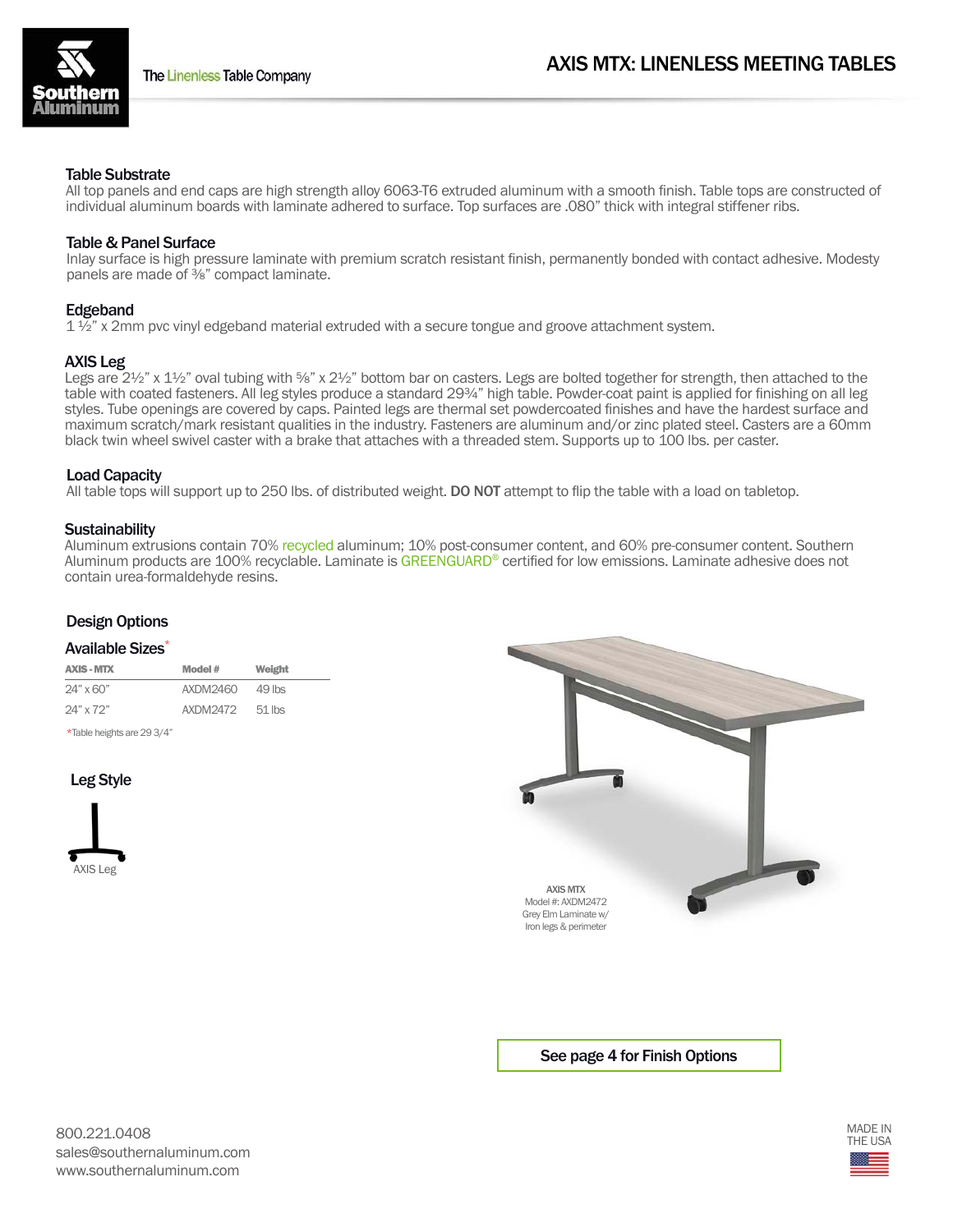# AXIS MTX: LINENLESS MEETING TABLES

Southern Aluminum

The Linenless Table Company

## Table Substrate

All top panels and end caps are high strength alloy 6063-T6 extruded aluminum with a smooth finish. Table tops are constructed of individual aluminum boards with laminate adhered to surface. Top surfaces are .080" thick with integral stiffener ribs.

## Table & Panel Surface

Inlay surface is high pressure laminate with premium scratch resistant finish, permanently bonded with contact adhesive. Modesty panels are made of ⅜" compact laminate.

## Edgeband

1 ½" x 2mm pvc vinyl edgeband material extruded with a secure tongue and groove attachment system.

## AXIS Leg

Legs are 2½" x 1½" oval tubing with ⅝" x 2½" bottom bar on casters. Legs are bolted together for strength, then attached to the table with coated fasteners. All leg styles produce a standard 29¾" high table. Powder-coat paint is applied for finishing on all leg styles. Tube openings are covered by caps. Painted legs are thermal set powdercoated finishes and have the hardest surface and maximum scratch/mark resistant qualities in the industry. Fasteners are aluminum and/or zinc plated steel. Casters are a 60mm black twin wheel swivel caster with a brake that attaches with a threaded stem. Supports up to 100 lbs. per caster.

## Load Capacity

All table tops will support up to 250 lbs. of distributed weight. **DO NOT** attempt to flip the table with a load on tabletop.

## Sustainability

Aluminum extrusions contain 70% recycled aluminum; 10% post-consumer content, and 60% pre-consumer content. Southern Aluminum products are 100% recyclable. Laminate is GREENGUARD® certified for low emissions. Laminate adhesive does not contain urea-formaldehyde resins.

## Design Options

### Available Sizes*

| AXIS - MTX | Model # | Weight |
|---|---|---|
| 24" x 60" | AXDM2460 | 49 lbs |
| 24" x 72" | AXDM2472 | 51 lbs |

*Table heights are 29 3/4"

### Leg Style

AXIS Leg

AXIS MTX
Model #: AXDM2472
Grey Elm Laminate w/
Iron legs & perimeter

See page 4 for Finish Options

800.221.0408
sales@southernaluminum.com
www.southernaluminum.com

MADE IN THE USA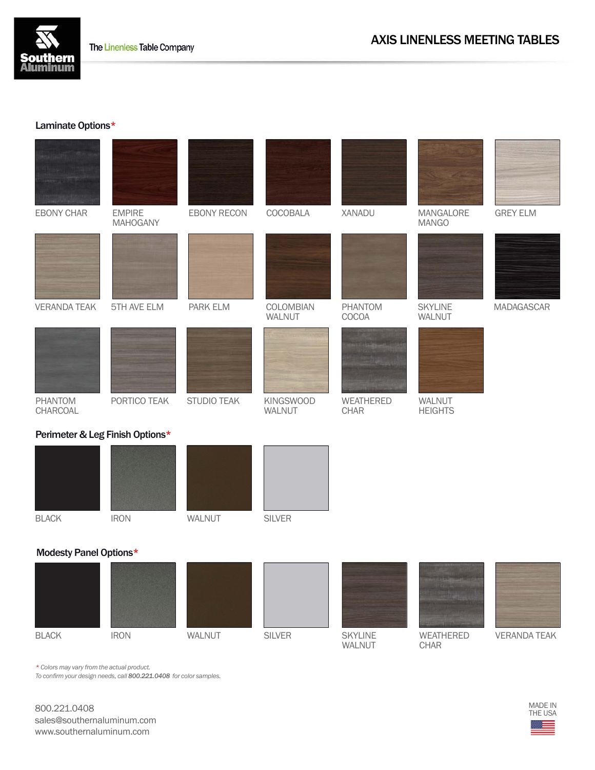# AXIS LINENLESS MEETING TABLES

Southern Aluminum

The Linenless Table Company

## Laminate Options*

EBONY CHAR
EMPIRE MAHOGANY
EBONY RECON
COCOBALA
XANADU
MANGALORE MANGO
GREY ELM
VERANDA TEAK
5TH AVE ELM
PARK ELM
COLOMBIAN WALNUT
PHANTOM COCOA
SKYLINE WALNUT
MADAGASCAR
PHANTOM CHARCOAL
PORTICO TEAK
STUDIO TEAK
KINGSWOOD WALNUT
WEATHERED CHAR
WALNUT HEIGHTS

## Perimeter & Leg Finish Options*

BLACK
IRON
WALNUT
SILVER

## Modesty Panel Options*

BLACK
IRON
WALNUT
SILVER
SKYLINE WALNUT
WEATHERED CHAR
VERANDA TEAK

*\* Colors may vary from the actual product.*
*To confirm your design needs, call **800.221.0408** for color samples.*

800.221.0408
sales@southernaluminum.com
www.southernaluminum.com

MADE IN THE USA